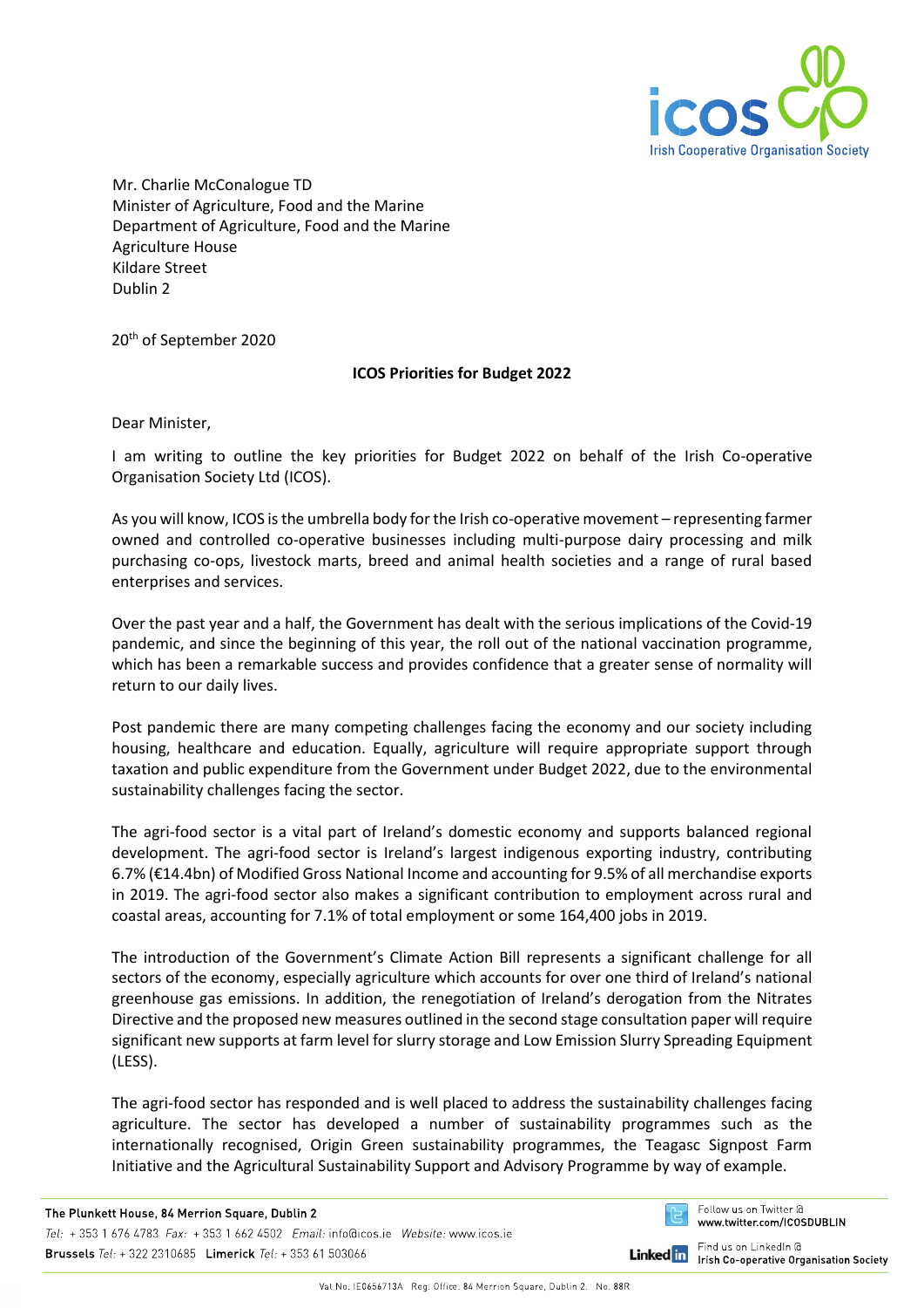Mr. Charlie McConalogue TD
Minister of Agriculture, Food and the Marine
Department of Agriculture, Food and the Marine
Agriculture House
Kildare Street
Dublin 2

20th of September 2020

**ICOS Priorities for Budget 2022**

Dear Minister,

I am writing to outline the key priorities for Budget 2022 on behalf of the Irish Co-operative Organisation Society Ltd (ICOS).

As you will know, ICOS is the umbrella body for the Irish co-operative movement – representing farmer owned and controlled co-operative businesses including multi-purpose dairy processing and milk purchasing co-ops, livestock marts, breed and animal health societies and a range of rural based enterprises and services.

Over the past year and a half, the Government has dealt with the serious implications of the Covid-19 pandemic, and since the beginning of this year, the roll out of the national vaccination programme, which has been a remarkable success and provides confidence that a greater sense of normality will return to our daily lives.

Post pandemic there are many competing challenges facing the economy and our society including housing, healthcare and education. Equally, agriculture will require appropriate support through taxation and public expenditure from the Government under Budget 2022, due to the environmental sustainability challenges facing the sector.

The agri-food sector is a vital part of Ireland's domestic economy and supports balanced regional development. The agri-food sector is Ireland's largest indigenous exporting industry, contributing 6.7% (€14.4bn) of Modified Gross National Income and accounting for 9.5% of all merchandise exports in 2019. The agri-food sector also makes a significant contribution to employment across rural and coastal areas, accounting for 7.1% of total employment or some 164,400 jobs in 2019.

The introduction of the Government's Climate Action Bill represents a significant challenge for all sectors of the economy, especially agriculture which accounts for over one third of Ireland's national greenhouse gas emissions. In addition, the renegotiation of Ireland's derogation from the Nitrates Directive and the proposed new measures outlined in the second stage consultation paper will require significant new supports at farm level for slurry storage and Low Emission Slurry Spreading Equipment (LESS).

The agri-food sector has responded and is well placed to address the sustainability challenges facing agriculture. The sector has developed a number of sustainability programmes such as the internationally recognised, Origin Green sustainability programmes, the Teagasc Signpost Farm Initiative and the Agricultural Sustainability Support and Advisory Programme by way of example.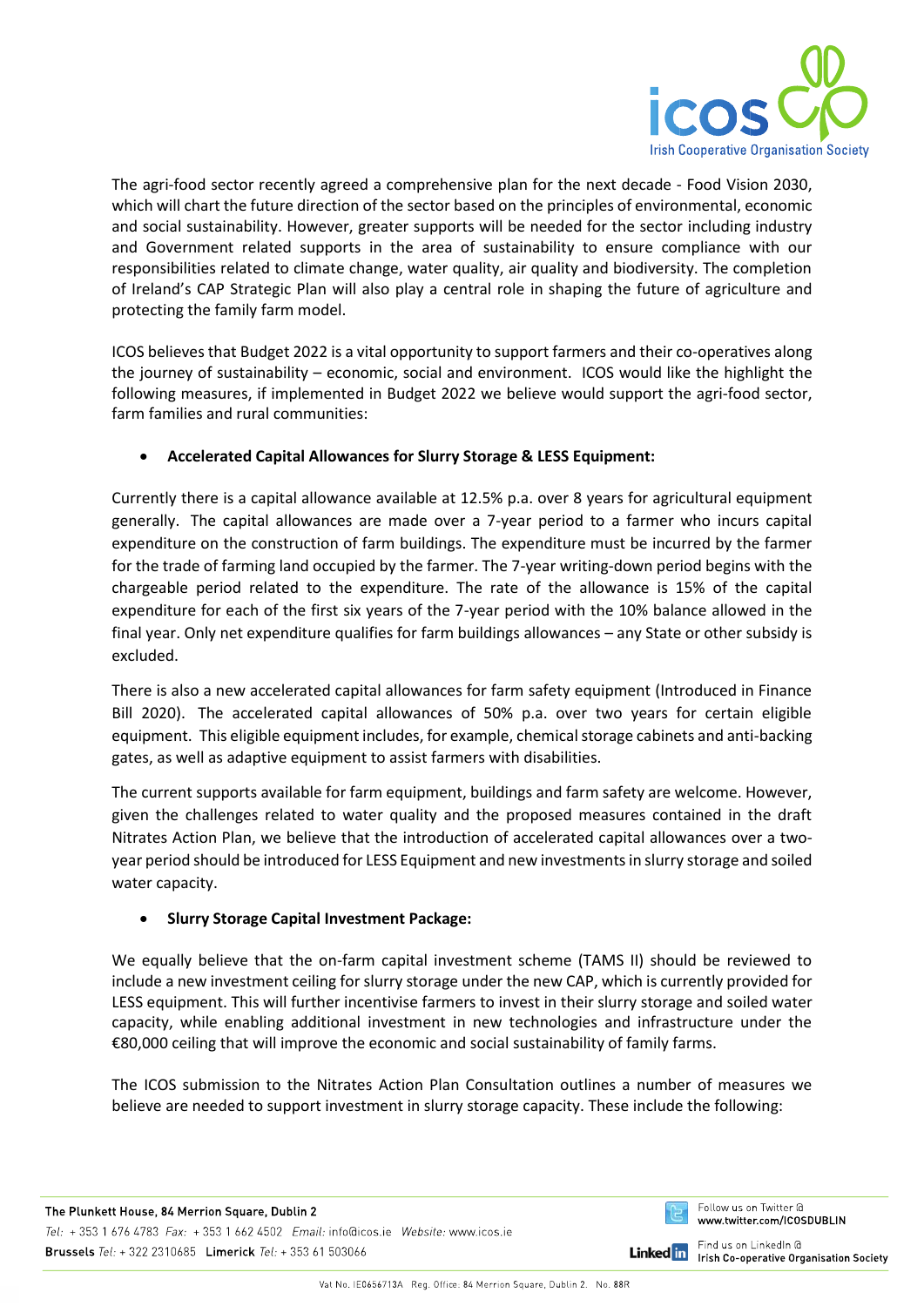The agri-food sector recently agreed a comprehensive plan for the next decade - Food Vision 2030, which will chart the future direction of the sector based on the principles of environmental, economic and social sustainability. However, greater supports will be needed for the sector including industry and Government related supports in the area of sustainability to ensure compliance with our responsibilities related to climate change, water quality, air quality and biodiversity. The completion of Ireland's CAP Strategic Plan will also play a central role in shaping the future of agriculture and protecting the family farm model.

ICOS believes that Budget 2022 is a vital opportunity to support farmers and their co-operatives along the journey of sustainability – economic, social and environment. ICOS would like the highlight the following measures, if implemented in Budget 2022 we believe would support the agri-food sector, farm families and rural communities:

- **Accelerated Capital Allowances for Slurry Storage & LESS Equipment:**

Currently there is a capital allowance available at 12.5% p.a. over 8 years for agricultural equipment generally. The capital allowances are made over a 7-year period to a farmer who incurs capital expenditure on the construction of farm buildings. The expenditure must be incurred by the farmer for the trade of farming land occupied by the farmer. The 7-year writing-down period begins with the chargeable period related to the expenditure. The rate of the allowance is 15% of the capital expenditure for each of the first six years of the 7-year period with the 10% balance allowed in the final year. Only net expenditure qualifies for farm buildings allowances – any State or other subsidy is excluded.

There is also a new accelerated capital allowances for farm safety equipment (Introduced in Finance Bill 2020). The accelerated capital allowances of 50% p.a. over two years for certain eligible equipment. This eligible equipment includes, for example, chemical storage cabinets and anti-backing gates, as well as adaptive equipment to assist farmers with disabilities.

The current supports available for farm equipment, buildings and farm safety are welcome. However, given the challenges related to water quality and the proposed measures contained in the draft Nitrates Action Plan, we believe that the introduction of accelerated capital allowances over a two-year period should be introduced for LESS Equipment and new investments in slurry storage and soiled water capacity.

- **Slurry Storage Capital Investment Package:**

We equally believe that the on-farm capital investment scheme (TAMS II) should be reviewed to include a new investment ceiling for slurry storage under the new CAP, which is currently provided for LESS equipment. This will further incentivise farmers to invest in their slurry storage and soiled water capacity, while enabling additional investment in new technologies and infrastructure under the €80,000 ceiling that will improve the economic and social sustainability of family farms.

The ICOS submission to the Nitrates Action Plan Consultation outlines a number of measures we believe are needed to support investment in slurry storage capacity. These include the following: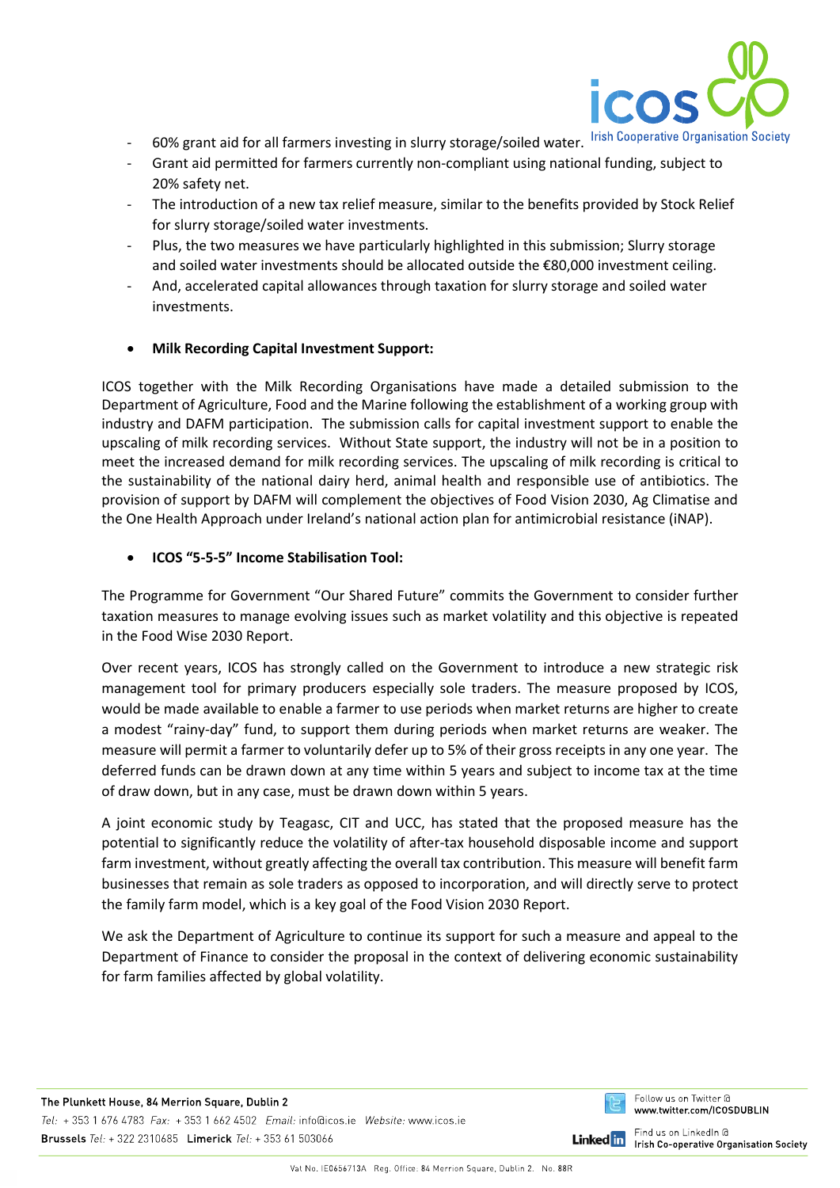- 60% grant aid for all farmers investing in slurry storage/soiled water.
- Grant aid permitted for farmers currently non-compliant using national funding, subject to 20% safety net.
- The introduction of a new tax relief measure, similar to the benefits provided by Stock Relief for slurry storage/soiled water investments.
- Plus, the two measures we have particularly highlighted in this submission; Slurry storage and soiled water investments should be allocated outside the €80,000 investment ceiling.
- And, accelerated capital allowances through taxation for slurry storage and soiled water investments.

- **Milk Recording Capital Investment Support:**

ICOS together with the Milk Recording Organisations have made a detailed submission to the Department of Agriculture, Food and the Marine following the establishment of a working group with industry and DAFM participation. The submission calls for capital investment support to enable the upscaling of milk recording services. Without State support, the industry will not be in a position to meet the increased demand for milk recording services. The upscaling of milk recording is critical to the sustainability of the national dairy herd, animal health and responsible use of antibiotics. The provision of support by DAFM will complement the objectives of Food Vision 2030, Ag Climatise and the One Health Approach under Ireland's national action plan for antimicrobial resistance (iNAP).

- **ICOS "5-5-5" Income Stabilisation Tool:**

The Programme for Government "Our Shared Future" commits the Government to consider further taxation measures to manage evolving issues such as market volatility and this objective is repeated in the Food Wise 2030 Report.

Over recent years, ICOS has strongly called on the Government to introduce a new strategic risk management tool for primary producers especially sole traders. The measure proposed by ICOS, would be made available to enable a farmer to use periods when market returns are higher to create a modest "rainy-day" fund, to support them during periods when market returns are weaker. The measure will permit a farmer to voluntarily defer up to 5% of their gross receipts in any one year. The deferred funds can be drawn down at any time within 5 years and subject to income tax at the time of draw down, but in any case, must be drawn down within 5 years.

A joint economic study by Teagasc, CIT and UCC, has stated that the proposed measure has the potential to significantly reduce the volatility of after-tax household disposable income and support farm investment, without greatly affecting the overall tax contribution. This measure will benefit farm businesses that remain as sole traders as opposed to incorporation, and will directly serve to protect the family farm model, which is a key goal of the Food Vision 2030 Report.

We ask the Department of Agriculture to continue its support for such a measure and appeal to the Department of Finance to consider the proposal in the context of delivering economic sustainability for farm families affected by global volatility.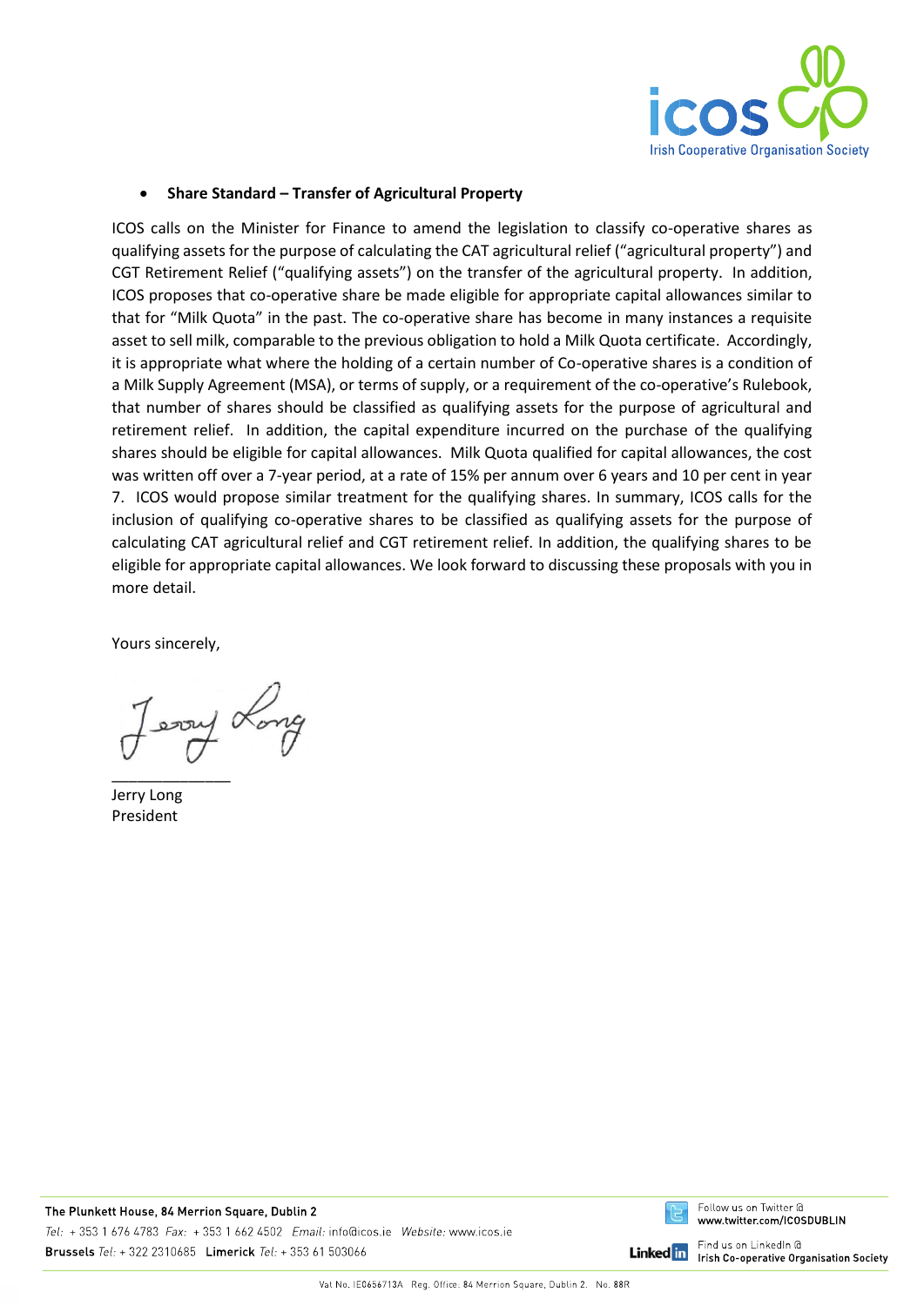- **Share Standard – Transfer of Agricultural Property**

ICOS calls on the Minister for Finance to amend the legislation to classify co-operative shares as qualifying assets for the purpose of calculating the CAT agricultural relief ("agricultural property") and CGT Retirement Relief ("qualifying assets") on the transfer of the agricultural property. In addition, ICOS proposes that co-operative share be made eligible for appropriate capital allowances similar to that for "Milk Quota" in the past. The co-operative share has become in many instances a requisite asset to sell milk, comparable to the previous obligation to hold a Milk Quota certificate. Accordingly, it is appropriate what where the holding of a certain number of Co-operative shares is a condition of a Milk Supply Agreement (MSA), or terms of supply, or a requirement of the co-operative's Rulebook, that number of shares should be classified as qualifying assets for the purpose of agricultural and retirement relief. In addition, the capital expenditure incurred on the purchase of the qualifying shares should be eligible for capital allowances. Milk Quota qualified for capital allowances, the cost was written off over a 7-year period, at a rate of 15% per annum over 6 years and 10 per cent in year 7. ICOS would propose similar treatment for the qualifying shares. In summary, ICOS calls for the inclusion of qualifying co-operative shares to be classified as qualifying assets for the purpose of calculating CAT agricultural relief and CGT retirement relief. In addition, the qualifying shares to be eligible for appropriate capital allowances. We look forward to discussing these proposals with you in more detail.

Yours sincerely,

Jerry Long
President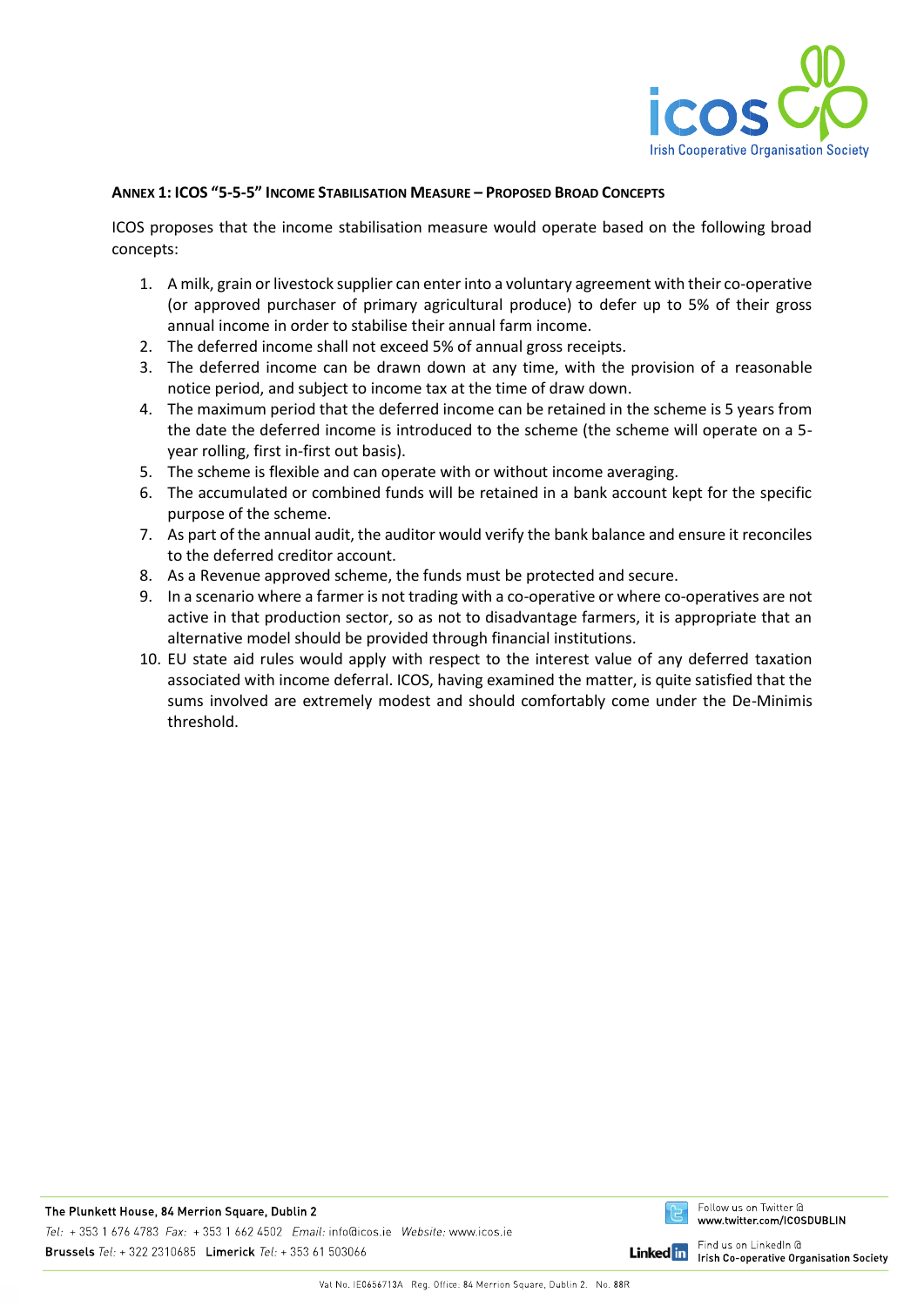**ANNEX 1: ICOS "5-5-5" INCOME STABILISATION MEASURE – PROPOSED BROAD CONCEPTS**

ICOS proposes that the income stabilisation measure would operate based on the following broad concepts:

1. A milk, grain or livestock supplier can enter into a voluntary agreement with their co-operative (or approved purchaser of primary agricultural produce) to defer up to 5% of their gross annual income in order to stabilise their annual farm income.
2. The deferred income shall not exceed 5% of annual gross receipts.
3. The deferred income can be drawn down at any time, with the provision of a reasonable notice period, and subject to income tax at the time of draw down.
4. The maximum period that the deferred income can be retained in the scheme is 5 years from the date the deferred income is introduced to the scheme (the scheme will operate on a 5-year rolling, first in-first out basis).
5. The scheme is flexible and can operate with or without income averaging.
6. The accumulated or combined funds will be retained in a bank account kept for the specific purpose of the scheme.
7. As part of the annual audit, the auditor would verify the bank balance and ensure it reconciles to the deferred creditor account.
8. As a Revenue approved scheme, the funds must be protected and secure.
9. In a scenario where a farmer is not trading with a co-operative or where co-operatives are not active in that production sector, so as not to disadvantage farmers, it is appropriate that an alternative model should be provided through financial institutions.
10. EU state aid rules would apply with respect to the interest value of any deferred taxation associated with income deferral. ICOS, having examined the matter, is quite satisfied that the sums involved are extremely modest and should comfortably come under the De-Minimis threshold.